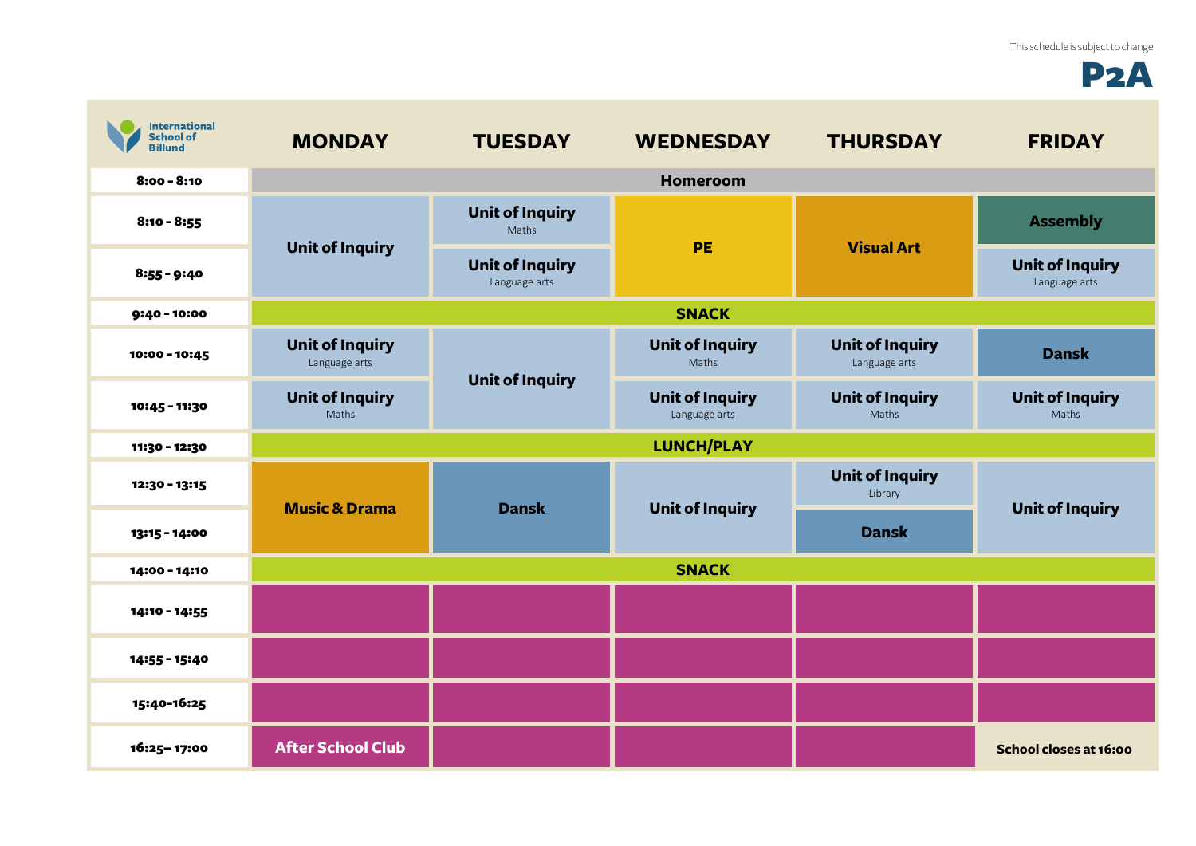This schedule is subject to change

# P2A

International School of Billund

| | MONDAY | TUESDAY | WEDNESDAY | THURSDAY | FRIDAY |
|---|---|---|---|---|---|
| 8:00 - 8:10 | Homeroom | | | | |
| 8:10 - 8:55 | Unit of Inquiry | Unit of Inquiry (Maths) | PE | Visual Art | Assembly |
| 8:55 - 9:40 | | Unit of Inquiry (Language arts) | | | Unit of Inquiry (Language arts) |
| 9:40 - 10:00 | SNACK | | | | |
| 10:00 - 10:45 | Unit of Inquiry (Language arts) | Unit of Inquiry | Unit of Inquiry (Maths) | Unit of Inquiry (Language arts) | Dansk |
| 10:45 - 11:30 | Unit of Inquiry (Maths) | | Unit of Inquiry (Language arts) | Unit of Inquiry (Maths) | Unit of Inquiry (Maths) |
| 11:30 - 12:30 | LUNCH/PLAY | | | | |
| 12:30 - 13:15 | Music & Drama | Dansk | Unit of Inquiry | Unit of Inquiry (Library) | Unit of Inquiry |
| 13:15 - 14:00 | | | | Dansk | |
| 14:00 - 14:10 | SNACK | | | | |
| 14:10 - 14:55 | | | | | |
| 14:55 - 15:40 | | | | | |
| 15:40-16:25 | | | | | |
| 16:25– 17:00 | After School Club | | | | School closes at 16:00 |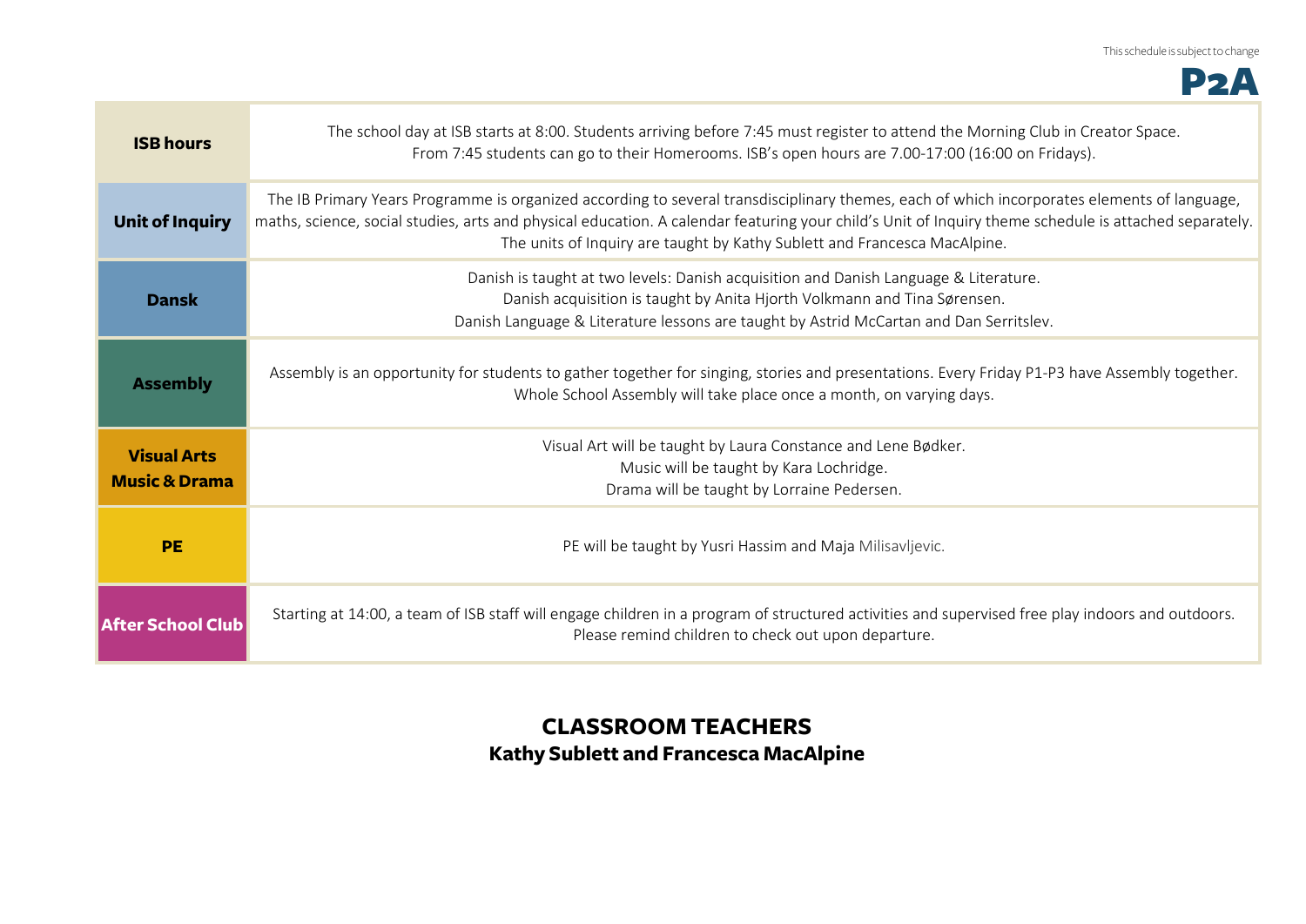This schedule is subject to change

# P2A

| | |
|---|---|
| **ISB hours** | The school day at ISB starts at 8:00. Students arriving before 7:45 must register to attend the Morning Club in Creator Space. From 7:45 students can go to their Homerooms. ISB's open hours are 7.00-17:00 (16:00 on Fridays). |
| **Unit of Inquiry** | The IB Primary Years Programme is organized according to several transdisciplinary themes, each of which incorporates elements of language, maths, science, social studies, arts and physical education. A calendar featuring your child's Unit of Inquiry theme schedule is attached separately. The units of Inquiry are taught by Kathy Sublett and Francesca MacAlpine. |
| **Dansk** | Danish is taught at two levels: Danish acquisition and Danish Language & Literature. Danish acquisition is taught by Anita Hjorth Volkmann and Tina Sørensen. Danish Language & Literature lessons are taught by Astrid McCartan and Dan Serritslev. |
| **Assembly** | Assembly is an opportunity for students to gather together for singing, stories and presentations. Every Friday P1-P3 have Assembly together. Whole School Assembly will take place once a month, on varying days. |
| **Visual Arts Music & Drama** | Visual Art will be taught by Laura Constance and Lene Bødker. Music will be taught by Kara Lochridge. Drama will be taught by Lorraine Pedersen. |
| **PE** | PE will be taught by Yusri Hassim and Maja Milisavljevic. |
| **After School Club** | Starting at 14:00, a team of ISB staff will engage children in a program of structured activities and supervised free play indoors and outdoors. Please remind children to check out upon departure. |

## CLASSROOM TEACHERS

**Kathy Sublett and Francesca MacAlpine**